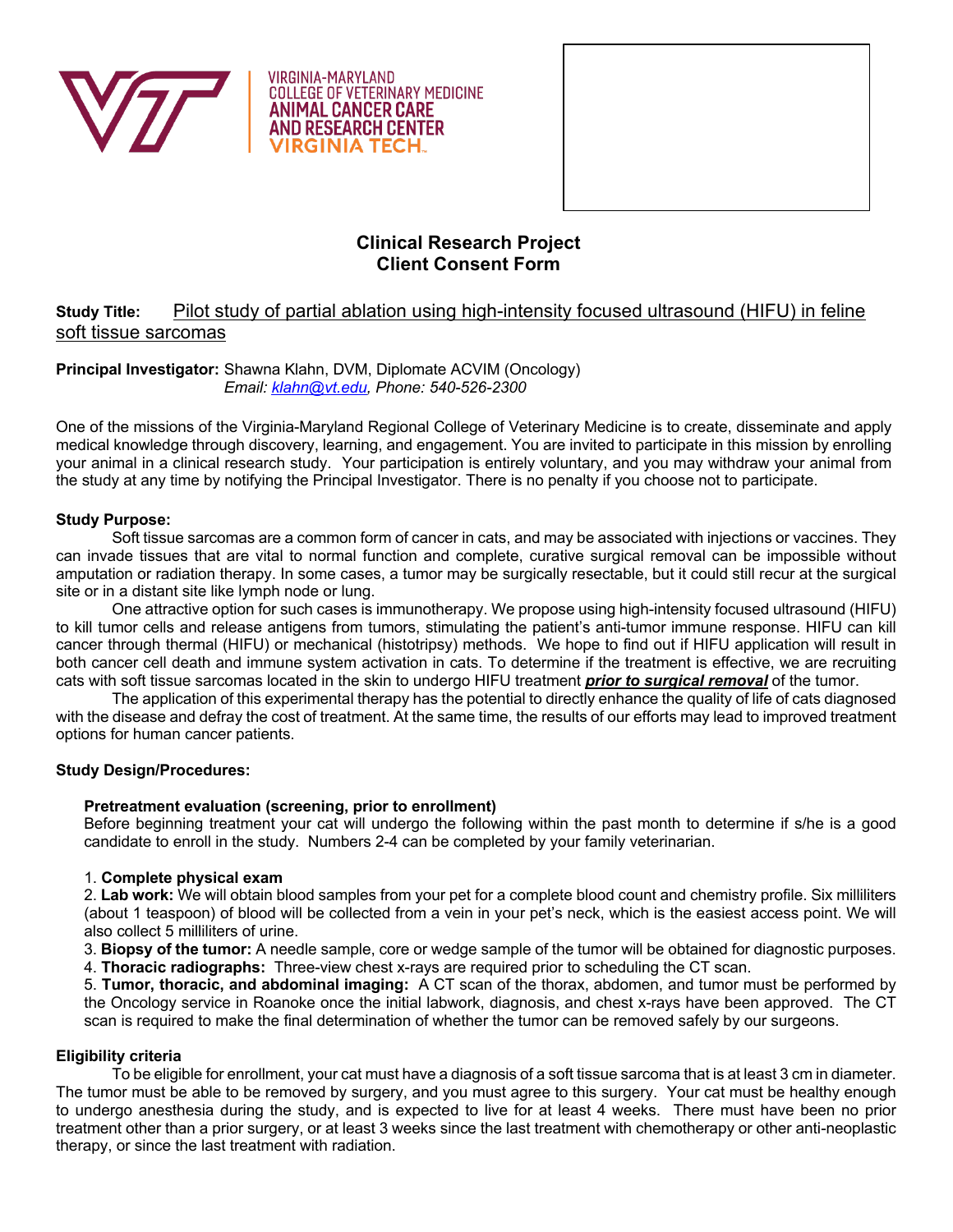VIRGINIA-MARYLAND
COLLEGE OF VETERINARY MEDICINE
ANIMAL CANCER CARE
AND RESEARCH CENTER
VIRGINIA TECH.

# Clinical Research Project
# Client Consent Form

**Study Title:** Pilot study of partial ablation using high-intensity focused ultrasound (HIFU) in feline soft tissue sarcomas

**Principal Investigator:** Shawna Klahn, DVM, Diplomate ACVIM (Oncology)
*Email: klahn@vt.edu, Phone: 540-526-2300*

One of the missions of the Virginia-Maryland Regional College of Veterinary Medicine is to create, disseminate and apply medical knowledge through discovery, learning, and engagement. You are invited to participate in this mission by enrolling your animal in a clinical research study. Your participation is entirely voluntary, and you may withdraw your animal from the study at any time by notifying the Principal Investigator. There is no penalty if you choose not to participate.

**Study Purpose:**

Soft tissue sarcomas are a common form of cancer in cats, and may be associated with injections or vaccines. They can invade tissues that are vital to normal function and complete, curative surgical removal can be impossible without amputation or radiation therapy. In some cases, a tumor may be surgically resectable, but it could still recur at the surgical site or in a distant site like lymph node or lung.

One attractive option for such cases is immunotherapy. We propose using high-intensity focused ultrasound (HIFU) to kill tumor cells and release antigens from tumors, stimulating the patient's anti-tumor immune response. HIFU can kill cancer through thermal (HIFU) or mechanical (histotripsy) methods. We hope to find out if HIFU application will result in both cancer cell death and immune system activation in cats. To determine if the treatment is effective, we are recruiting cats with soft tissue sarcomas located in the skin to undergo HIFU treatment ***prior to surgical removal*** of the tumor.

The application of this experimental therapy has the potential to directly enhance the quality of life of cats diagnosed with the disease and defray the cost of treatment. At the same time, the results of our efforts may lead to improved treatment options for human cancer patients.

**Study Design/Procedures:**

**Pretreatment evaluation (screening, prior to enrollment)**

Before beginning treatment your cat will undergo the following within the past month to determine if s/he is a good candidate to enroll in the study. Numbers 2-4 can be completed by your family veterinarian.

1. **Complete physical exam**
2. **Lab work:** We will obtain blood samples from your pet for a complete blood count and chemistry profile. Six milliliters (about 1 teaspoon) of blood will be collected from a vein in your pet's neck, which is the easiest access point. We will also collect 5 milliliters of urine.
3. **Biopsy of the tumor:** A needle sample, core or wedge sample of the tumor will be obtained for diagnostic purposes.
4. **Thoracic radiographs:** Three-view chest x-rays are required prior to scheduling the CT scan.
5. **Tumor, thoracic, and abdominal imaging:** A CT scan of the thorax, abdomen, and tumor must be performed by the Oncology service in Roanoke once the initial labwork, diagnosis, and chest x-rays have been approved. The CT scan is required to make the final determination of whether the tumor can be removed safely by our surgeons.

**Eligibility criteria**

To be eligible for enrollment, your cat must have a diagnosis of a soft tissue sarcoma that is at least 3 cm in diameter. The tumor must be able to be removed by surgery, and you must agree to this surgery. Your cat must be healthy enough to undergo anesthesia during the study, and is expected to live for at least 4 weeks. There must have been no prior treatment other than a prior surgery, or at least 3 weeks since the last treatment with chemotherapy or other anti-neoplastic therapy, or since the last treatment with radiation.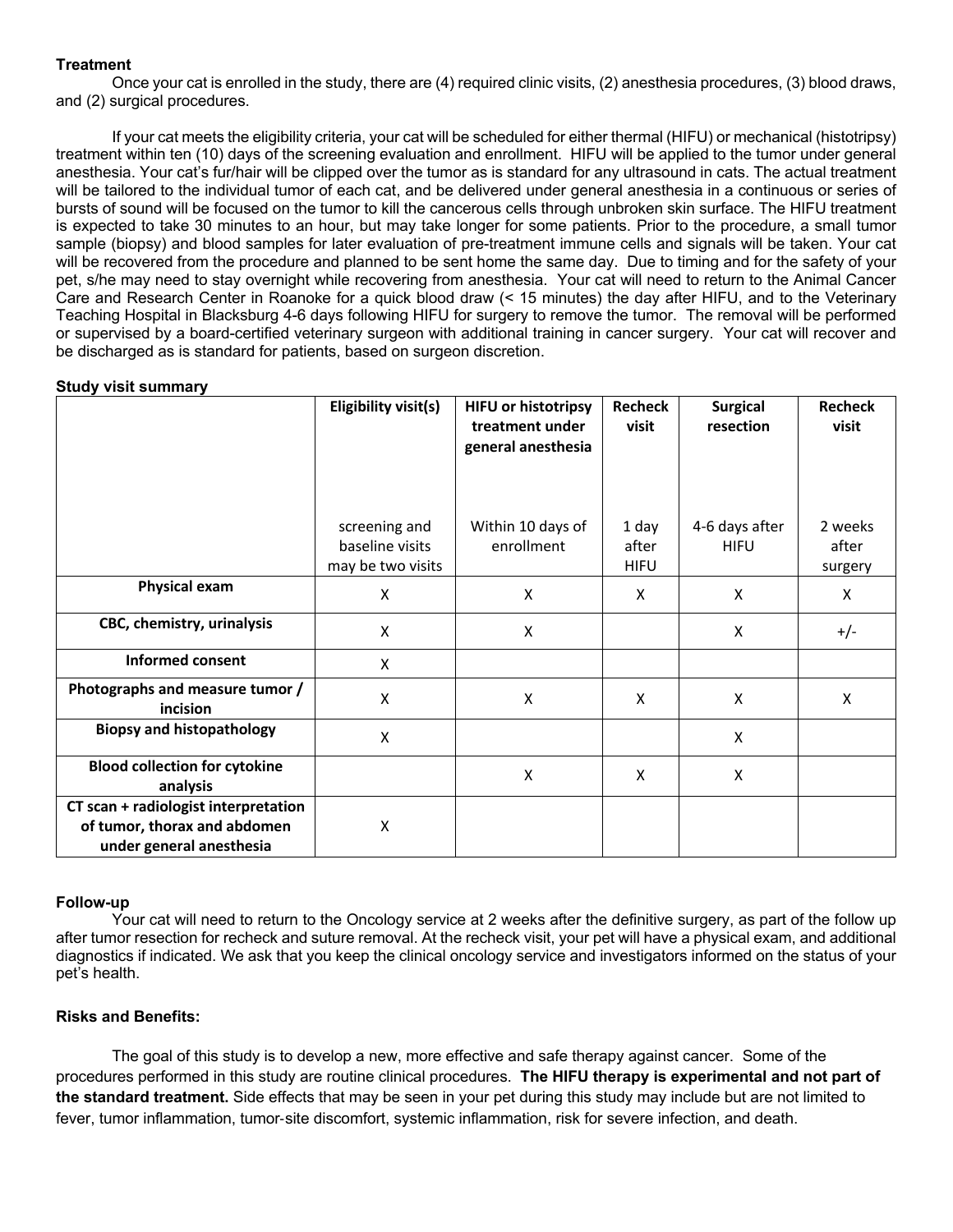**Treatment**

Once your cat is enrolled in the study, there are (4) required clinic visits, (2) anesthesia procedures, (3) blood draws, and (2) surgical procedures.

If your cat meets the eligibility criteria, your cat will be scheduled for either thermal (HIFU) or mechanical (histotripsy) treatment within ten (10) days of the screening evaluation and enrollment. HIFU will be applied to the tumor under general anesthesia. Your cat's fur/hair will be clipped over the tumor as is standard for any ultrasound in cats. The actual treatment will be tailored to the individual tumor of each cat, and be delivered under general anesthesia in a continuous or series of bursts of sound will be focused on the tumor to kill the cancerous cells through unbroken skin surface. The HIFU treatment is expected to take 30 minutes to an hour, but may take longer for some patients. Prior to the procedure, a small tumor sample (biopsy) and blood samples for later evaluation of pre-treatment immune cells and signals will be taken. Your cat will be recovered from the procedure and planned to be sent home the same day. Due to timing and for the safety of your pet, s/he may need to stay overnight while recovering from anesthesia. Your cat will need to return to the Animal Cancer Care and Research Center in Roanoke for a quick blood draw (< 15 minutes) the day after HIFU, and to the Veterinary Teaching Hospital in Blacksburg 4-6 days following HIFU for surgery to remove the tumor. The removal will be performed or supervised by a board-certified veterinary surgeon with additional training in cancer surgery. Your cat will recover and be discharged as is standard for patients, based on surgeon discretion.

**Study visit summary**

| | **Eligibility visit(s)** | **HIFU or histotripsy treatment under general anesthesia** | **Recheck visit** | **Surgical resection** | **Recheck visit** |
|---|---|---|---|---|---|
| | screening and baseline visits may be two visits | Within 10 days of enrollment | 1 day after HIFU | 4-6 days after HIFU | 2 weeks after surgery |
| **Physical exam** | X | X | X | X | X |
| **CBC, chemistry, urinalysis** | X | X | | X | +/- |
| **Informed consent** | X | | | | |
| **Photographs and measure tumor / incision** | X | X | X | X | X |
| **Biopsy and histopathology** | X | | | X | |
| **Blood collection for cytokine analysis** | | X | X | X | |
| **CT scan + radiologist interpretation of tumor, thorax and abdomen under general anesthesia** | X | | | | |

**Follow-up**

Your cat will need to return to the Oncology service at 2 weeks after the definitive surgery, as part of the follow up after tumor resection for recheck and suture removal. At the recheck visit, your pet will have a physical exam, and additional diagnostics if indicated. We ask that you keep the clinical oncology service and investigators informed on the status of your pet's health.

**Risks and Benefits:**

The goal of this study is to develop a new, more effective and safe therapy against cancer. Some of the procedures performed in this study are routine clinical procedures. **The HIFU therapy is experimental and not part of the standard treatment.** Side effects that may be seen in your pet during this study may include but are not limited to fever, tumor inflammation, tumor-site discomfort, systemic inflammation, risk for severe infection, and death.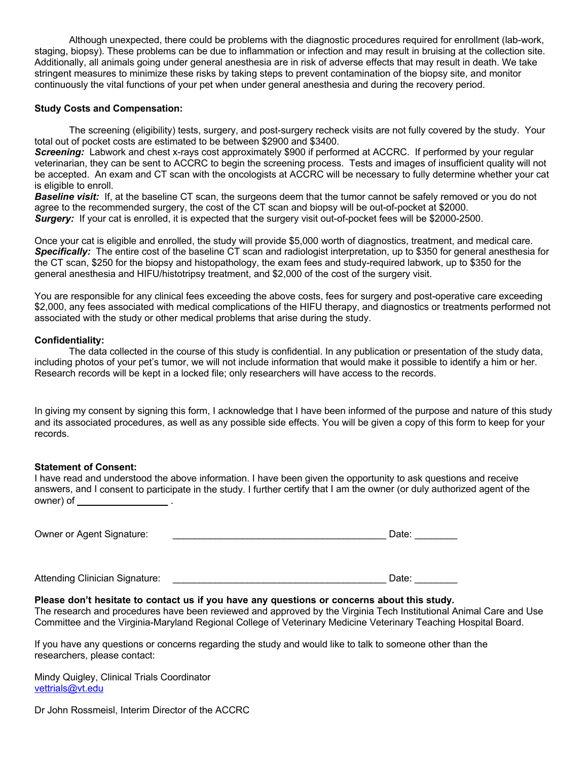Although unexpected, there could be problems with the diagnostic procedures required for enrollment (lab-work, staging, biopsy). These problems can be due to inflammation or infection and may result in bruising at the collection site. Additionally, all animals going under general anesthesia are in risk of adverse effects that may result in death. We take stringent measures to minimize these risks by taking steps to prevent contamination of the biopsy site, and monitor continuously the vital functions of your pet when under general anesthesia and during the recovery period.

**Study Costs and Compensation:**

The screening (eligibility) tests, surgery, and post-surgery recheck visits are not fully covered by the study. Your total out of pocket costs are estimated to be between $2900 and $3400.

***Screening:*** Labwork and chest x-rays cost approximately $900 if performed at ACCRC. If performed by your regular veterinarian, they can be sent to ACCRC to begin the screening process. Tests and images of insufficient quality will not be accepted. An exam and CT scan with the oncologists at ACCRC will be necessary to fully determine whether your cat is eligible to enroll.

***Baseline visit:*** If, at the baseline CT scan, the surgeons deem that the tumor cannot be safely removed or you do not agree to the recommended surgery, the cost of the CT scan and biopsy will be out-of-pocket at $2000.

***Surgery:*** If your cat is enrolled, it is expected that the surgery visit out-of-pocket fees will be $2000-2500.

Once your cat is eligible and enrolled, the study will provide $5,000 worth of diagnostics, treatment, and medical care. ***Specifically:*** The entire cost of the baseline CT scan and radiologist interpretation, up to $350 for general anesthesia for the CT scan, $250 for the biopsy and histopathology, the exam fees and study-required labwork, up to $350 for the general anesthesia and HIFU/histotripsy treatment, and $2,000 of the cost of the surgery visit.

You are responsible for any clinical fees exceeding the above costs, fees for surgery and post-operative care exceeding $2,000, any fees associated with medical complications of the HIFU therapy, and diagnostics or treatments performed not associated with the study or other medical problems that arise during the study.

**Confidentiality:**

The data collected in the course of this study is confidential. In any publication or presentation of the study data, including photos of your pet's tumor, we will not include information that would make it possible to identify a him or her. Research records will be kept in a locked file; only researchers will have access to the records.

In giving my consent by signing this form, I acknowledge that I have been informed of the purpose and nature of this study and its associated procedures, as well as any possible side effects. You will be given a copy of this form to keep for your records.

**Statement of Consent:**

I have read and understood the above information. I have been given the opportunity to ask questions and receive answers, and I consent to participate in the study. I further certify that I am the owner (or duly authorized agent of the owner) of ________________ .

Owner or Agent Signature: ________________________________________ Date: ________

Attending Clinician Signature: ________________________________________ Date: ________

**Please don't hesitate to contact us if you have any questions or concerns about this study.**

The research and procedures have been reviewed and approved by the Virginia Tech Institutional Animal Care and Use Committee and the Virginia-Maryland Regional College of Veterinary Medicine Veterinary Teaching Hospital Board.

If you have any questions or concerns regarding the study and would like to talk to someone other than the researchers, please contact:

Mindy Quigley, Clinical Trials Coordinator
vettrials@vt.edu

Dr John Rossmeisl, Interim Director of the ACCRC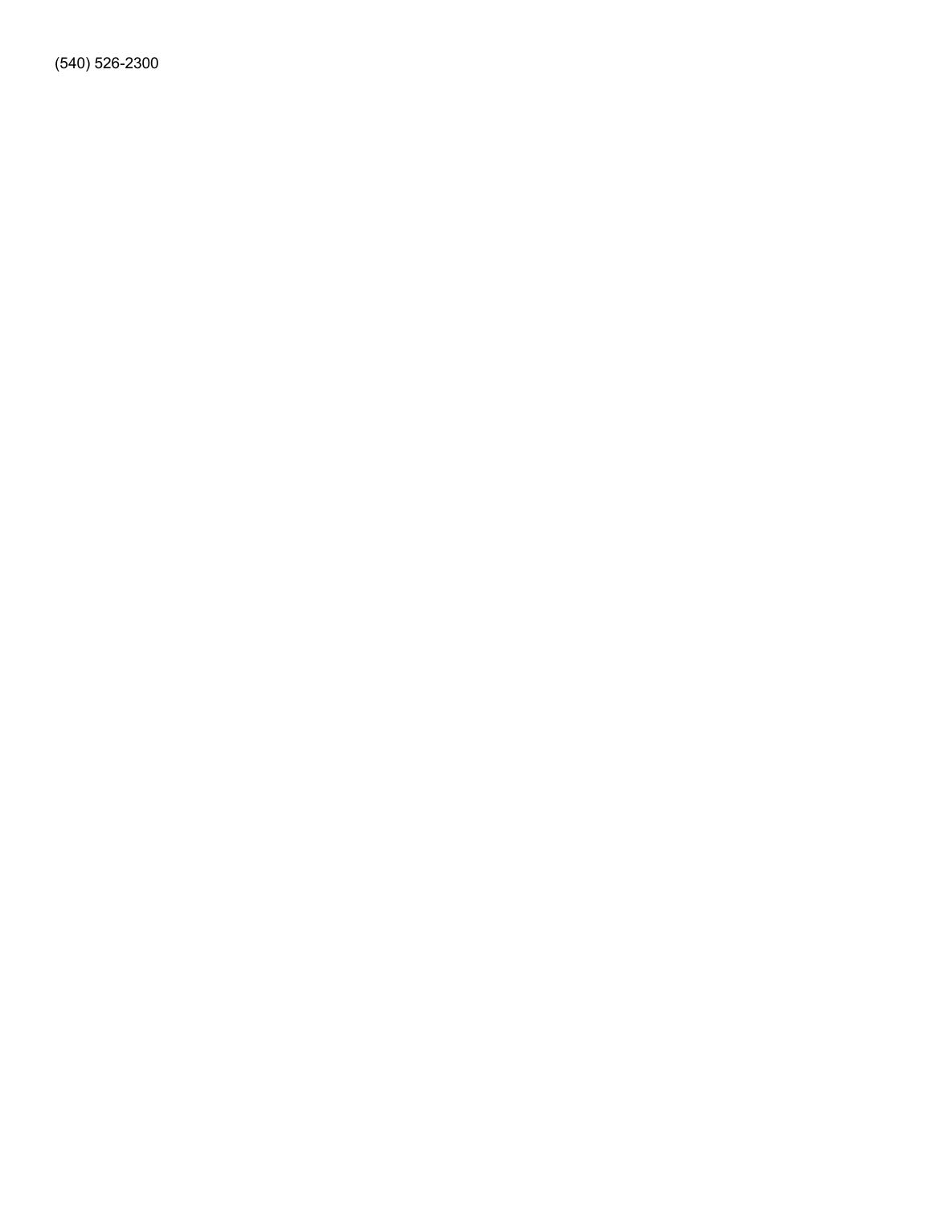(540) 526-2300